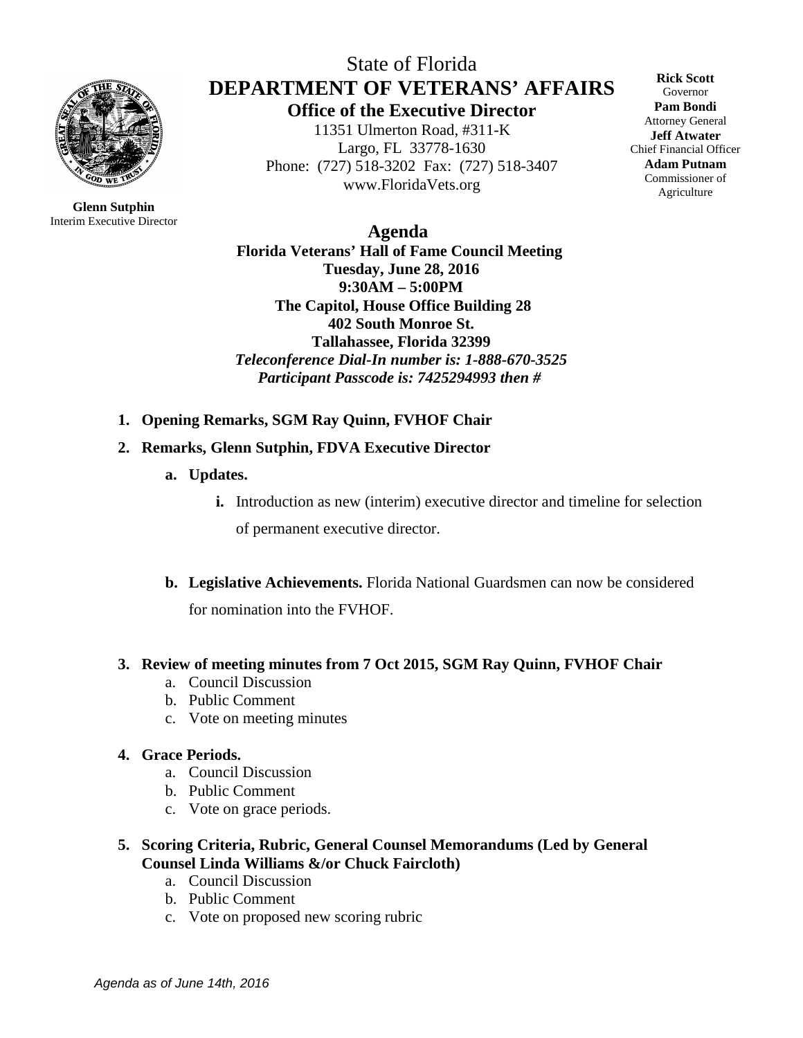State of Florida

# DEPARTMENT OF VETERANS' AFFAIRS

**Office of the Executive Director**

11351 Ulmerton Road, #311-K
Largo, FL 33778-1630
Phone: (727) 518-3202 Fax: (727) 518-3407
www.FloridaVets.org

**Rick Scott**
Governor
**Pam Bondi**
Attorney General
**Jeff Atwater**
Chief Financial Officer
**Adam Putnam**
Commissioner of Agriculture

**Glenn Sutphin**
Interim Executive Director

## Agenda

**Florida Veterans' Hall of Fame Council Meeting**
**Tuesday, June 28, 2016**
**9:30AM – 5:00PM**
**The Capitol, House Office Building 28**
**402 South Monroe St.**
**Tallahassee, Florida 32399**
***Teleconference Dial-In number is: 1-888-670-3525***
***Participant Passcode is: 7425294993 then #***

1. **Opening Remarks, SGM Ray Quinn, FVHOF Chair**
2. **Remarks, Glenn Sutphin, FDVA Executive Director**
   a. **Updates.**
      i. Introduction as new (interim) executive director and timeline for selection of permanent executive director.

   b. **Legislative Achievements.** Florida National Guardsmen can now be considered for nomination into the FVHOF.

3. **Review of meeting minutes from 7 Oct 2015, SGM Ray Quinn, FVHOF Chair**
   a. Council Discussion
   b. Public Comment
   c. Vote on meeting minutes
4. **Grace Periods.**
   a. Council Discussion
   b. Public Comment
   c. Vote on grace periods.
5. **Scoring Criteria, Rubric, General Counsel Memorandums (Led by General Counsel Linda Williams &/or Chuck Faircloth)**
   a. Council Discussion
   b. Public Comment
   c. Vote on proposed new scoring rubric

*Agenda as of June 14th, 2016*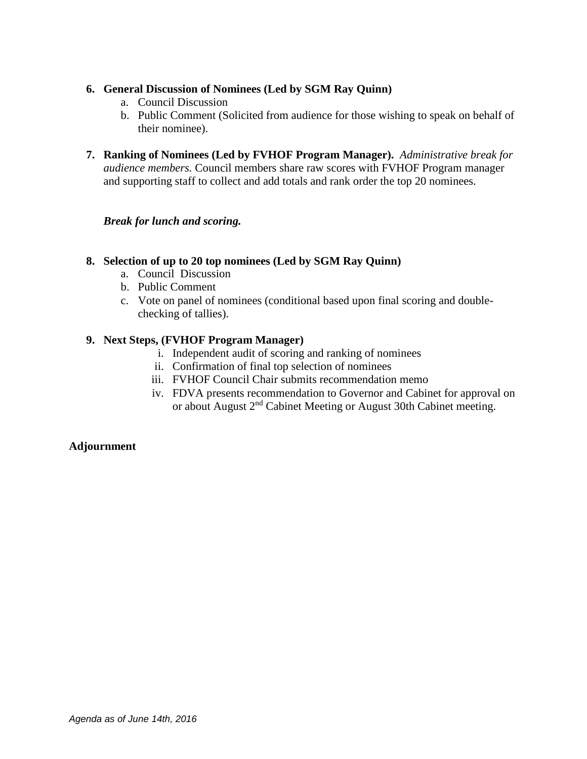6. **General Discussion of Nominees (Led by SGM Ray Quinn)**
    a. Council Discussion
    b. Public Comment (Solicited from audience for those wishing to speak on behalf of their nominee).

7. **Ranking of Nominees (Led by FVHOF Program Manager).** *Administrative break for audience members.* Council members share raw scores with FVHOF Program manager and supporting staff to collect and add totals and rank order the top 20 nominees.

    ***Break for lunch and scoring.***

8. **Selection of up to 20 top nominees (Led by SGM Ray Quinn)**
    a. Council Discussion
    b. Public Comment
    c. Vote on panel of nominees (conditional based upon final scoring and double-checking of tallies).

9. **Next Steps, (FVHOF Program Manager)**
    i. Independent audit of scoring and ranking of nominees
    ii. Confirmation of final top selection of nominees
    iii. FVHOF Council Chair submits recommendation memo
    iv. FDVA presents recommendation to Governor and Cabinet for approval on or about August 2nd Cabinet Meeting or August 30th Cabinet meeting.

**Adjournment**

*Agenda as of June 14th, 2016*